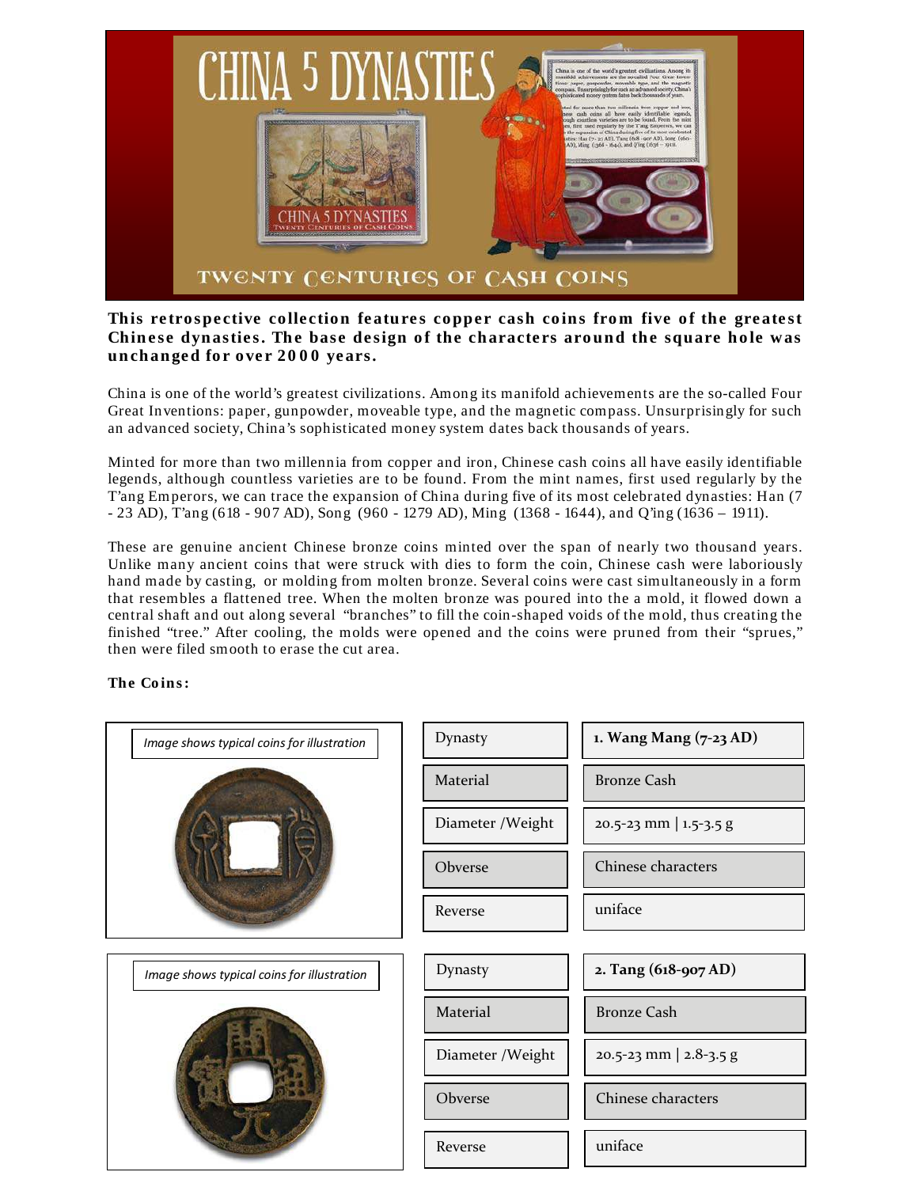This retrospective collection features copper cash coins from five of the greatest Chinese dynasties. The base design of the characters around the square hole was unchanged for over 2000 years.

China is one of the world's greatest civilizations. Among its manifold achievements are the so-called Four Great Inventions: paper, gunpowder, moveable type, and the magnetic compass. Unsurprisingly for such an advanced society, China's sophisticated money system dates back thousands of years.

Minted for more than two millennia from copper and iron, Chinese cash coins all have easily identifiable legends, although countless varieties are to be found. From the mint names, first used regularly by the T'ang Emperors, we can trace the expansion of China during five of its most celebrated dynasties: Han (7 - 23 AD), T'ang (618 - 907 AD), Song (960 - 1279 AD), Ming (1368 - 1644), and Q'ing (1636 – 1911).

These are genuine ancient Chinese bronze coins minted over the span of nearly two thousand years. Unlike many ancient coins that were struck with dies to form the coin, Chinese cash were laboriously hand made by casting, or molding from molten bronze. Several coins were cast simultaneously in a form that resembles a flattened tree. When the molten bronze was poured into the a mold, it flowed down a central shaft and out along several "branches" to fill the coin-shaped voids of the mold, thus creating the finished "tree." After cooling, the molds were opened and the coins were pruned from their "sprues," then were filed smooth to erase the cut area.

**The Coins:**

*Image shows typical coins for illustration*

| Dynasty | **1. Wang Mang (7-23 AD)** |
|---|---|
| Material | Bronze Cash |
| Diameter /Weight | 20.5-23 mm \| 1.5-3.5 g |
| Obverse | Chinese characters |
| Reverse | uniface |

*Image shows typical coins for illustration*

| Dynasty | **2. Tang (618-907 AD)** |
|---|---|
| Material | Bronze Cash |
| Diameter /Weight | 20.5-23 mm \| 2.8-3.5 g |
| Obverse | Chinese characters |
| Reverse | uniface |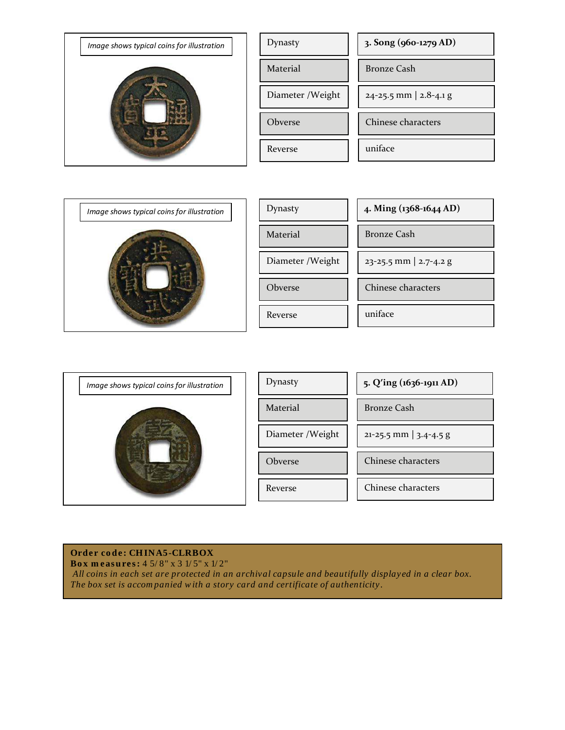*Image shows typical coins for illustration*

| | |
|---|---|
| Dynasty | **3. Song (960-1279 AD)** |
| Material | Bronze Cash |
| Diameter /Weight | 24-25.5 mm \| 2.8-4.1 g |
| Obverse | Chinese characters |
| Reverse | uniface |

*Image shows typical coins for illustration*

| | |
|---|---|
| Dynasty | **4. Ming (1368-1644 AD)** |
| Material | Bronze Cash |
| Diameter /Weight | 23-25.5 mm \| 2.7-4.2 g |
| Obverse | Chinese characters |
| Reverse | uniface |

*Image shows typical coins for illustration*

| | |
|---|---|
| Dynasty | **5. Q'ing (1636-1911 AD)** |
| Material | Bronze Cash |
| Diameter /Weight | 21-25.5 mm \| 3.4-4.5 g |
| Obverse | Chinese characters |
| Reverse | Chinese characters |

**Order code: CHINA5-CLRBOX**
**Box measures:** 4 5/8" x 3 1/5" x 1/2"
*All coins in each set are protected in an archival capsule and beautifully displayed in a clear box. The box set is accompanied with a story card and certificate of authenticity.*